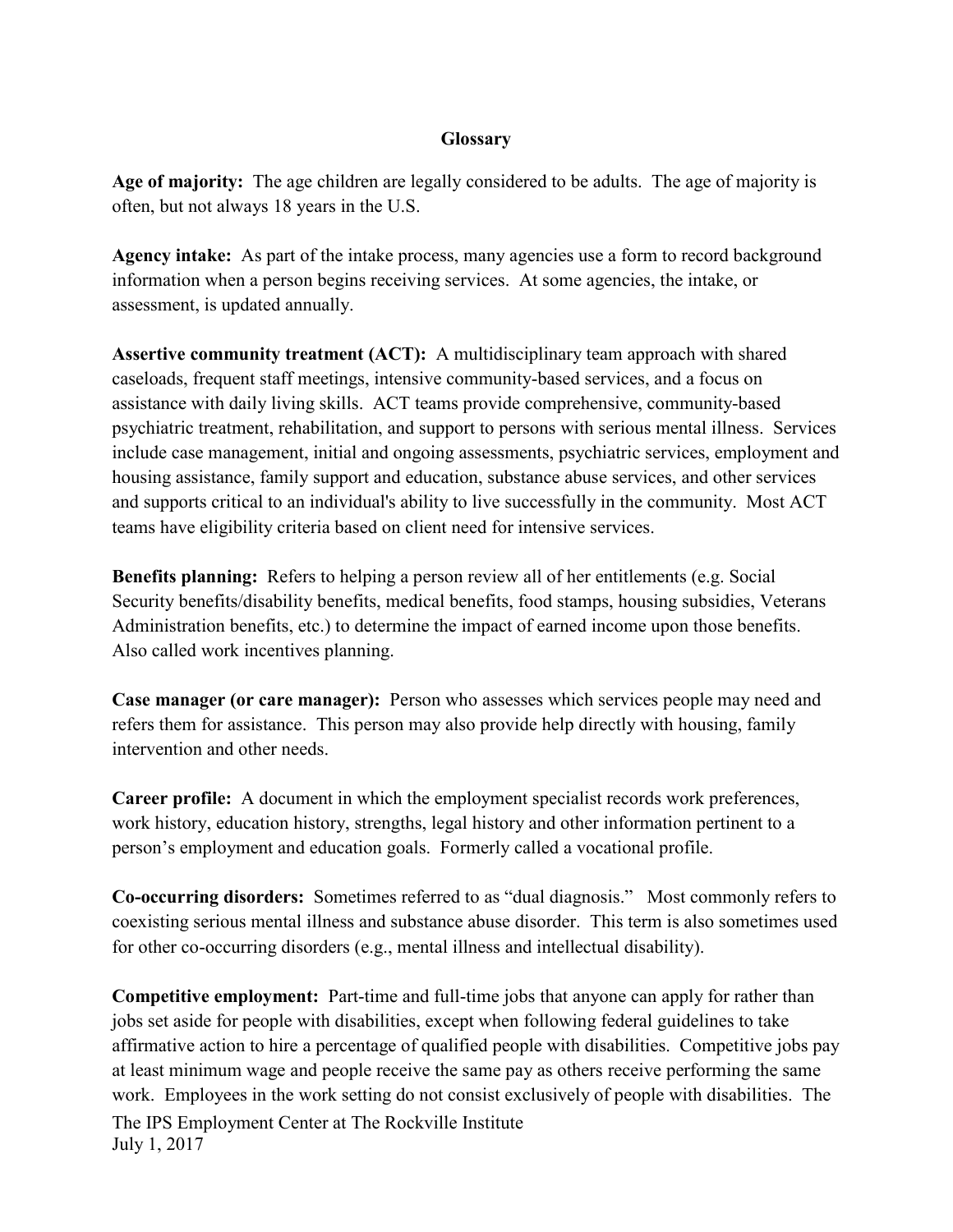# Glossary

**Age of majority:** The age children are legally considered to be adults. The age of majority is often, but not always 18 years in the U.S.

**Agency intake:** As part of the intake process, many agencies use a form to record background information when a person begins receiving services. At some agencies, the intake, or assessment, is updated annually.

**Assertive community treatment (ACT):** A multidisciplinary team approach with shared caseloads, frequent staff meetings, intensive community-based services, and a focus on assistance with daily living skills. ACT teams provide comprehensive, community-based psychiatric treatment, rehabilitation, and support to persons with serious mental illness. Services include case management, initial and ongoing assessments, psychiatric services, employment and housing assistance, family support and education, substance abuse services, and other services and supports critical to an individual's ability to live successfully in the community. Most ACT teams have eligibility criteria based on client need for intensive services.

**Benefits planning:** Refers to helping a person review all of her entitlements (e.g. Social Security benefits/disability benefits, medical benefits, food stamps, housing subsidies, Veterans Administration benefits, etc.) to determine the impact of earned income upon those benefits. Also called work incentives planning.

**Case manager (or care manager):** Person who assesses which services people may need and refers them for assistance. This person may also provide help directly with housing, family intervention and other needs.

**Career profile:** A document in which the employment specialist records work preferences, work history, education history, strengths, legal history and other information pertinent to a person's employment and education goals. Formerly called a vocational profile.

**Co-occurring disorders:** Sometimes referred to as "dual diagnosis." Most commonly refers to coexisting serious mental illness and substance abuse disorder. This term is also sometimes used for other co-occurring disorders (e.g., mental illness and intellectual disability).

**Competitive employment:** Part-time and full-time jobs that anyone can apply for rather than jobs set aside for people with disabilities, except when following federal guidelines to take affirmative action to hire a percentage of qualified people with disabilities. Competitive jobs pay at least minimum wage and people receive the same pay as others receive performing the same work. Employees in the work setting do not consist exclusively of people with disabilities. The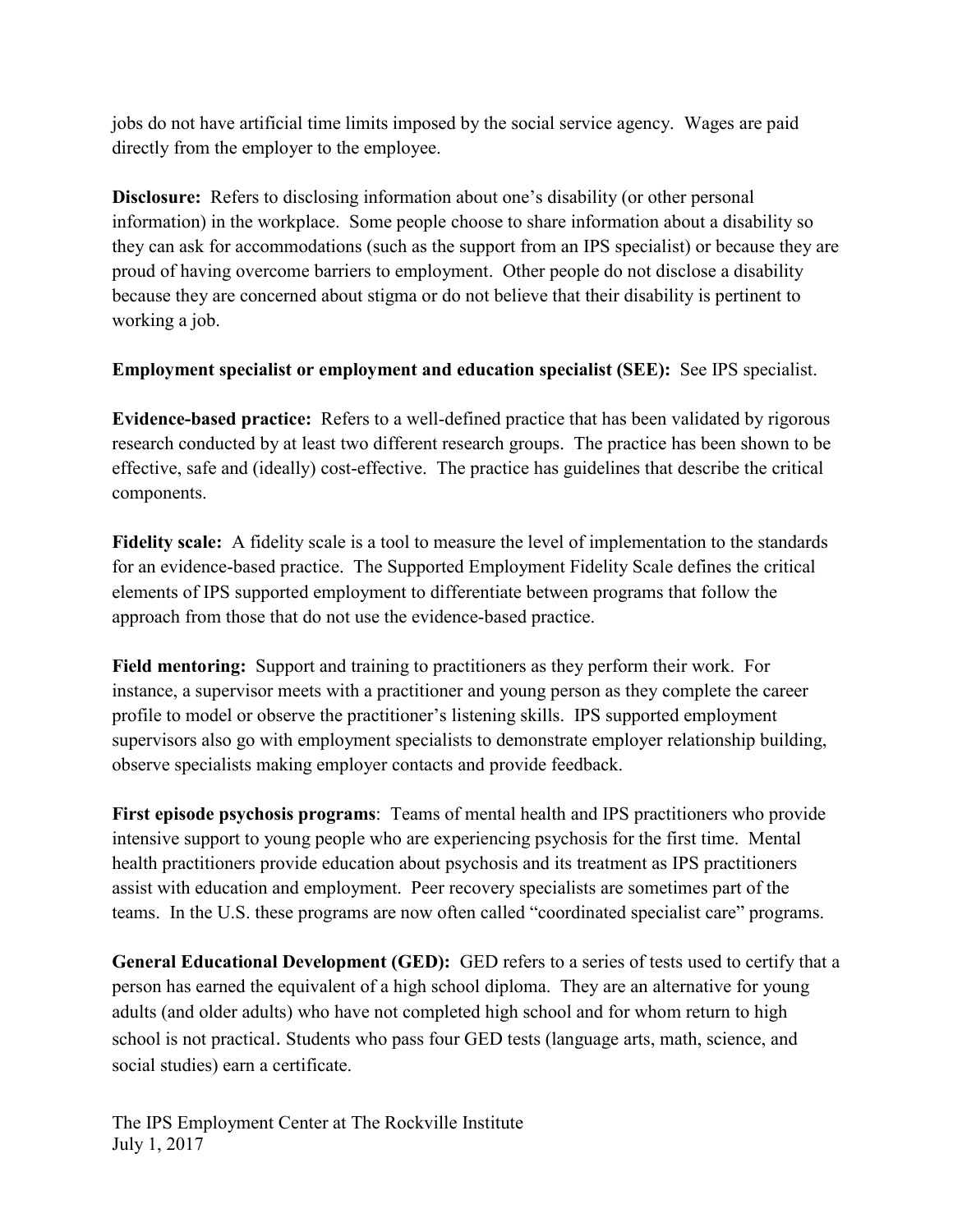jobs do not have artificial time limits imposed by the social service agency. Wages are paid directly from the employer to the employee.

**Disclosure:** Refers to disclosing information about one's disability (or other personal information) in the workplace. Some people choose to share information about a disability so they can ask for accommodations (such as the support from an IPS specialist) or because they are proud of having overcome barriers to employment. Other people do not disclose a disability because they are concerned about stigma or do not believe that their disability is pertinent to working a job.

**Employment specialist or employment and education specialist (SEE):** See IPS specialist.

**Evidence-based practice:** Refers to a well-defined practice that has been validated by rigorous research conducted by at least two different research groups. The practice has been shown to be effective, safe and (ideally) cost-effective. The practice has guidelines that describe the critical components.

**Fidelity scale:** A fidelity scale is a tool to measure the level of implementation to the standards for an evidence-based practice. The Supported Employment Fidelity Scale defines the critical elements of IPS supported employment to differentiate between programs that follow the approach from those that do not use the evidence-based practice.

**Field mentoring:** Support and training to practitioners as they perform their work. For instance, a supervisor meets with a practitioner and young person as they complete the career profile to model or observe the practitioner's listening skills. IPS supported employment supervisors also go with employment specialists to demonstrate employer relationship building, observe specialists making employer contacts and provide feedback.

**First episode psychosis programs**: Teams of mental health and IPS practitioners who provide intensive support to young people who are experiencing psychosis for the first time. Mental health practitioners provide education about psychosis and its treatment as IPS practitioners assist with education and employment. Peer recovery specialists are sometimes part of the teams. In the U.S. these programs are now often called "coordinated specialist care" programs.

**General Educational Development (GED):** GED refers to a series of tests used to certify that a person has earned the equivalent of a high school diploma. They are an alternative for young adults (and older adults) who have not completed high school and for whom return to high school is not practical. Students who pass four GED tests (language arts, math, science, and social studies) earn a certificate.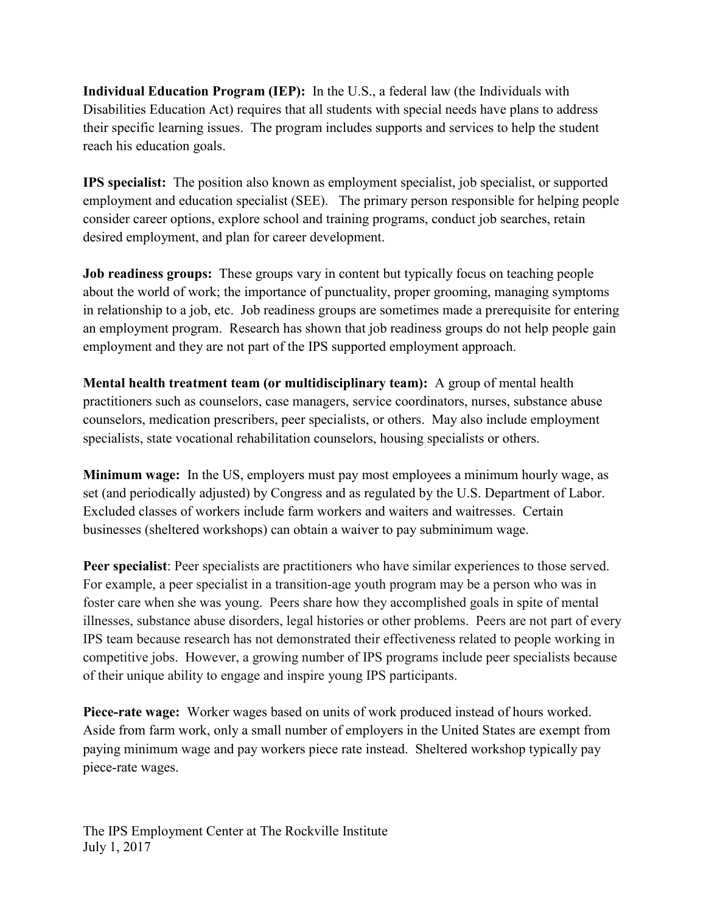**Individual Education Program (IEP):** In the U.S., a federal law (the Individuals with Disabilities Education Act) requires that all students with special needs have plans to address their specific learning issues. The program includes supports and services to help the student reach his education goals.

**IPS specialist:** The position also known as employment specialist, job specialist, or supported employment and education specialist (SEE). The primary person responsible for helping people consider career options, explore school and training programs, conduct job searches, retain desired employment, and plan for career development.

**Job readiness groups:** These groups vary in content but typically focus on teaching people about the world of work; the importance of punctuality, proper grooming, managing symptoms in relationship to a job, etc. Job readiness groups are sometimes made a prerequisite for entering an employment program. Research has shown that job readiness groups do not help people gain employment and they are not part of the IPS supported employment approach.

**Mental health treatment team (or multidisciplinary team):** A group of mental health practitioners such as counselors, case managers, service coordinators, nurses, substance abuse counselors, medication prescribers, peer specialists, or others. May also include employment specialists, state vocational rehabilitation counselors, housing specialists or others.

**Minimum wage:** In the US, employers must pay most employees a minimum hourly wage, as set (and periodically adjusted) by Congress and as regulated by the U.S. Department of Labor. Excluded classes of workers include farm workers and waiters and waitresses. Certain businesses (sheltered workshops) can obtain a waiver to pay subminimum wage.

**Peer specialist**: Peer specialists are practitioners who have similar experiences to those served. For example, a peer specialist in a transition-age youth program may be a person who was in foster care when she was young. Peers share how they accomplished goals in spite of mental illnesses, substance abuse disorders, legal histories or other problems. Peers are not part of every IPS team because research has not demonstrated their effectiveness related to people working in competitive jobs. However, a growing number of IPS programs include peer specialists because of their unique ability to engage and inspire young IPS participants.

**Piece-rate wage:** Worker wages based on units of work produced instead of hours worked. Aside from farm work, only a small number of employers in the United States are exempt from paying minimum wage and pay workers piece rate instead. Sheltered workshop typically pay piece-rate wages.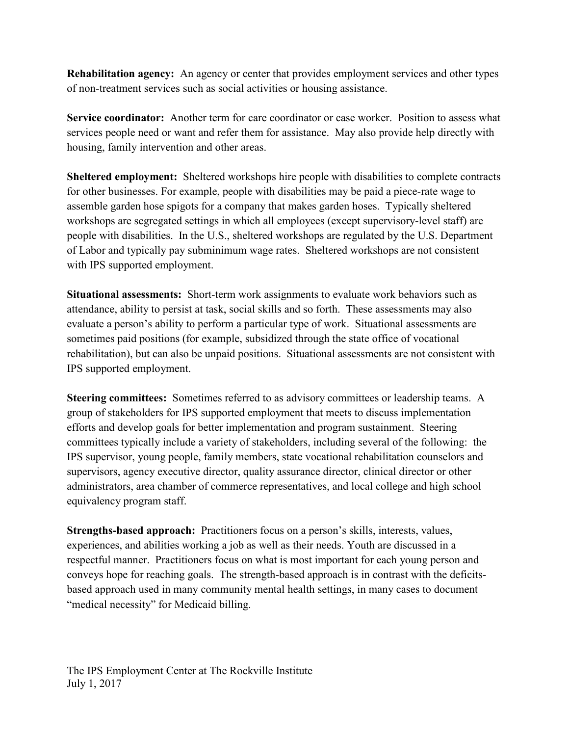**Rehabilitation agency:** An agency or center that provides employment services and other types of non-treatment services such as social activities or housing assistance.

**Service coordinator:** Another term for care coordinator or case worker. Position to assess what services people need or want and refer them for assistance. May also provide help directly with housing, family intervention and other areas.

**Sheltered employment:** Sheltered workshops hire people with disabilities to complete contracts for other businesses. For example, people with disabilities may be paid a piece-rate wage to assemble garden hose spigots for a company that makes garden hoses. Typically sheltered workshops are segregated settings in which all employees (except supervisory-level staff) are people with disabilities. In the U.S., sheltered workshops are regulated by the U.S. Department of Labor and typically pay subminimum wage rates. Sheltered workshops are not consistent with IPS supported employment.

**Situational assessments:** Short-term work assignments to evaluate work behaviors such as attendance, ability to persist at task, social skills and so forth. These assessments may also evaluate a person's ability to perform a particular type of work. Situational assessments are sometimes paid positions (for example, subsidized through the state office of vocational rehabilitation), but can also be unpaid positions. Situational assessments are not consistent with IPS supported employment.

**Steering committees:** Sometimes referred to as advisory committees or leadership teams. A group of stakeholders for IPS supported employment that meets to discuss implementation efforts and develop goals for better implementation and program sustainment. Steering committees typically include a variety of stakeholders, including several of the following: the IPS supervisor, young people, family members, state vocational rehabilitation counselors and supervisors, agency executive director, quality assurance director, clinical director or other administrators, area chamber of commerce representatives, and local college and high school equivalency program staff.

**Strengths-based approach:** Practitioners focus on a person's skills, interests, values, experiences, and abilities working a job as well as their needs. Youth are discussed in a respectful manner. Practitioners focus on what is most important for each young person and conveys hope for reaching goals. The strength-based approach is in contrast with the deficits-based approach used in many community mental health settings, in many cases to document "medical necessity" for Medicaid billing.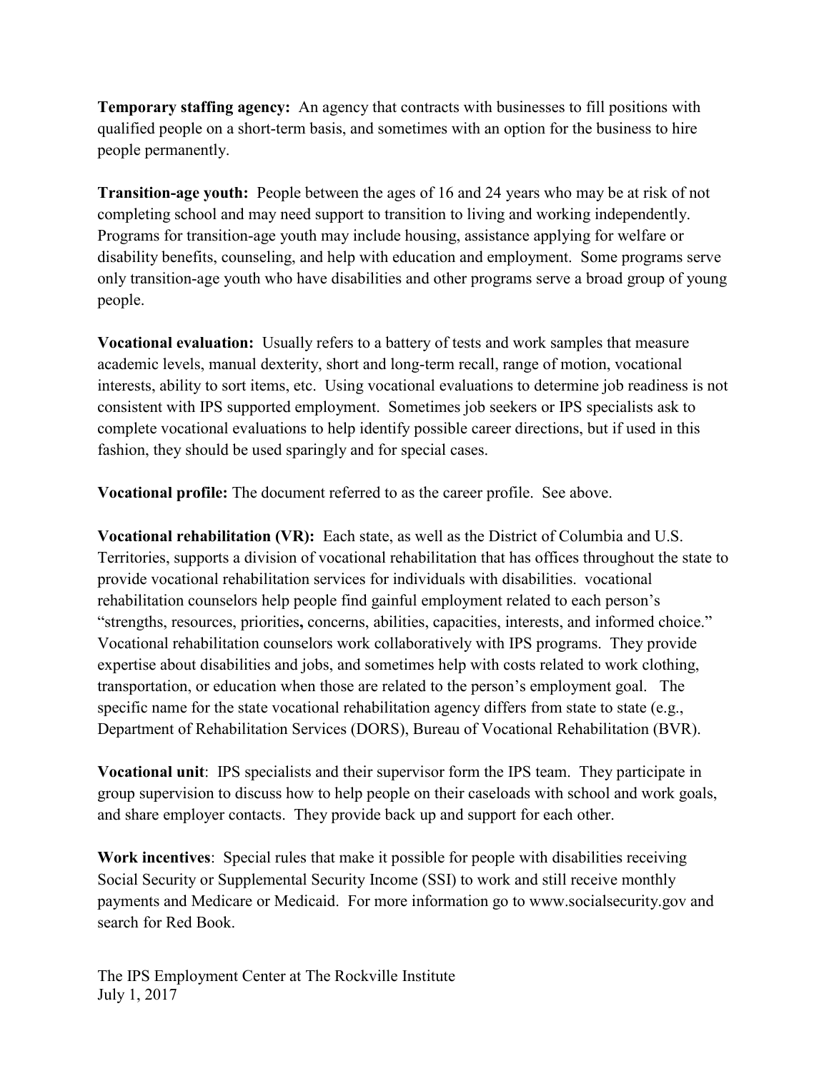**Temporary staffing agency:** An agency that contracts with businesses to fill positions with qualified people on a short-term basis, and sometimes with an option for the business to hire people permanently.

**Transition-age youth:** People between the ages of 16 and 24 years who may be at risk of not completing school and may need support to transition to living and working independently. Programs for transition-age youth may include housing, assistance applying for welfare or disability benefits, counseling, and help with education and employment. Some programs serve only transition-age youth who have disabilities and other programs serve a broad group of young people.

**Vocational evaluation:** Usually refers to a battery of tests and work samples that measure academic levels, manual dexterity, short and long-term recall, range of motion, vocational interests, ability to sort items, etc. Using vocational evaluations to determine job readiness is not consistent with IPS supported employment. Sometimes job seekers or IPS specialists ask to complete vocational evaluations to help identify possible career directions, but if used in this fashion, they should be used sparingly and for special cases.

**Vocational profile:** The document referred to as the career profile. See above.

**Vocational rehabilitation (VR):** Each state, as well as the District of Columbia and U.S. Territories, supports a division of vocational rehabilitation that has offices throughout the state to provide vocational rehabilitation services for individuals with disabilities. vocational rehabilitation counselors help people find gainful employment related to each person's "strengths, resources, priorities**,** concerns, abilities, capacities, interests, and informed choice." Vocational rehabilitation counselors work collaboratively with IPS programs. They provide expertise about disabilities and jobs, and sometimes help with costs related to work clothing, transportation, or education when those are related to the person's employment goal. The specific name for the state vocational rehabilitation agency differs from state to state (e.g., Department of Rehabilitation Services (DORS), Bureau of Vocational Rehabilitation (BVR).

**Vocational unit**: IPS specialists and their supervisor form the IPS team. They participate in group supervision to discuss how to help people on their caseloads with school and work goals, and share employer contacts. They provide back up and support for each other.

**Work incentives**: Special rules that make it possible for people with disabilities receiving Social Security or Supplemental Security Income (SSI) to work and still receive monthly payments and Medicare or Medicaid. For more information go to www.socialsecurity.gov and search for Red Book.

The IPS Employment Center at The Rockville Institute
July 1, 2017